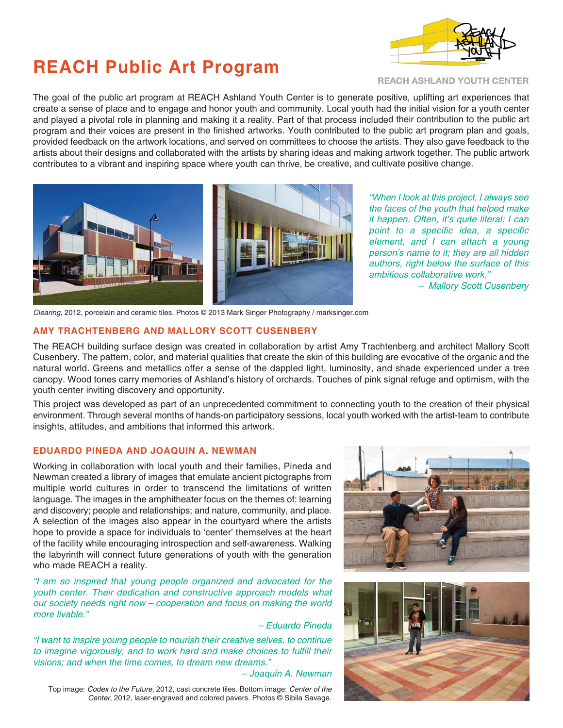# REACH Public Art Program

REACH ASHLAND YOUTH CENTER

The goal of the public art program at REACH Ashland Youth Center is to generate positive, uplifting art experiences that create a sense of place and to engage and honor youth and community. Local youth had the initial vision for a youth center and played a pivotal role in planning and making it a reality. Part of that process included their contribution to the public art program and their voices are present in the finished artworks. Youth contributed to the public art program plan and goals, provided feedback on the artwork locations, and served on committees to choose the artists. They also gave feedback to the artists about their designs and collaborated with the artists by sharing ideas and making artwork together. The public artwork contributes to a vibrant and inspiring space where youth can thrive, be creative, and cultivate positive change.

*"When I look at this project, I always see the faces of the youth that helped make it happen. Often, it's quite literal: I can point to a specific idea, a specific element, and I can attach a young person's name to it; they are all hidden authors, right below the surface of this ambitious collaborative work."*

*– Mallory Scott Cusenbery*

*Clearing,* 2012, porcelain and ceramic tiles. Photos © 2013 Mark Singer Photography / marksinger.com

## AMY TRACHTENBERG AND MALLORY SCOTT CUSENBERY

The REACH building surface design was created in collaboration by artist Amy Trachtenberg and architect Mallory Scott Cusenbery. The pattern, color, and material qualities that create the skin of this building are evocative of the organic and the natural world. Greens and metallics offer a sense of the dappled light, luminosity, and shade experienced under a tree canopy. Wood tones carry memories of Ashland's history of orchards. Touches of pink signal refuge and optimism, with the youth center inviting discovery and opportunity.

This project was developed as part of an unprecedented commitment to connecting youth to the creation of their physical environment. Through several months of hands-on participatory sessions, local youth worked with the artist-team to contribute insights, attitudes, and ambitions that informed this artwork.

## EDUARDO PINEDA AND JOAQUIN A. NEWMAN

Working in collaboration with local youth and their families, Pineda and Newman created a library of images that emulate ancient pictographs from multiple world cultures in order to transcend the limitations of written language. The images in the amphitheater focus on the themes of: learning and discovery; people and relationships; and nature, community, and place. A selection of the images also appear in the courtyard where the artists hope to provide a space for individuals to 'center' themselves at the heart of the facility while encouraging introspection and self-awareness. Walking the labyrinth will connect future generations of youth with the generation who made REACH a reality.

*"I am so inspired that young people organized and advocated for the youth center. Their dedication and constructive approach models what our society needs right now – cooperation and focus on making the world more livable."*

*– Eduardo Pineda*

*"I want to inspire young people to nourish their creative selves, to continue to imagine vigorously, and to work hard and make choices to fulfill their visions; and when the time comes, to dream new dreams."*

*– Joaquin A. Newman*

Top image: *Codex to the Future,* 2012, cast concrete tiles. Bottom image: *Center of the Center,* 2012, laser-engraved and colored pavers. Photos © Sibila Savage.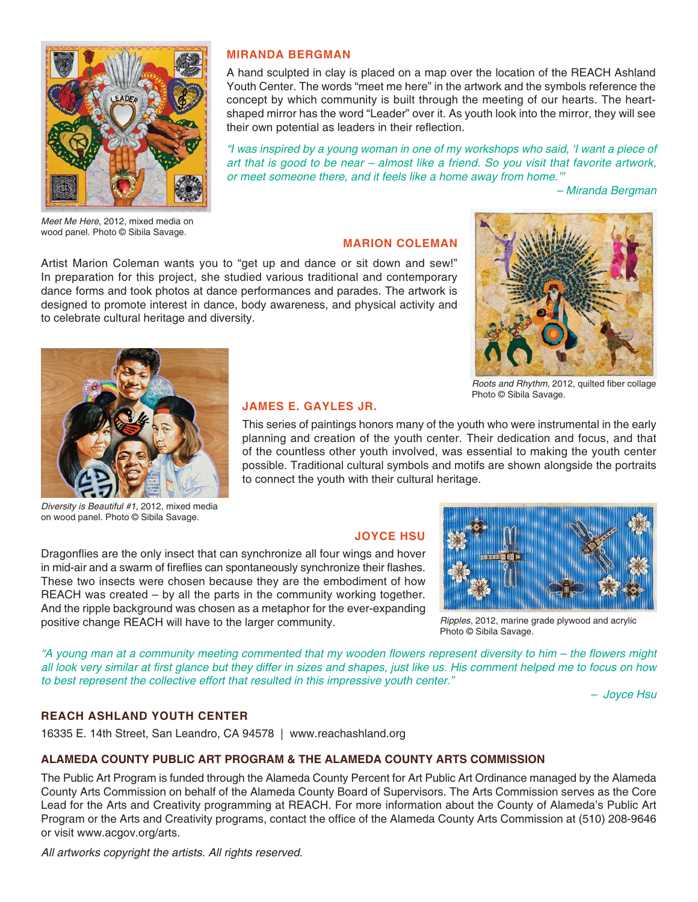Meet Me Here, 2012, mixed media on wood panel. Photo © Sibila Savage.

### MIRANDA BERGMAN

A hand sculpted in clay is placed on a map over the location of the REACH Ashland Youth Center. The words "meet me here" in the artwork and the symbols reference the concept by which community is built through the meeting of our hearts. The heart-shaped mirror has the word "Leader" over it. As youth look into the mirror, they will see their own potential as leaders in their reflection.

*"I was inspired by a young woman in one of my workshops who said, 'I want a piece of art that is good to be near – almost like a friend. So you visit that favorite artwork, or meet someone there, and it feels like a home away from home.'"*

*– Miranda Bergman*

### MARION COLEMAN

Artist Marion Coleman wants you to "get up and dance or sit down and sew!" In preparation for this project, she studied various traditional and contemporary dance forms and took photos at dance performances and parades. The artwork is designed to promote interest in dance, body awareness, and physical activity and to celebrate cultural heritage and diversity.

*Roots and Rhythm,* 2012, quilted fiber collage Photo © Sibila Savage.

### JAMES E. GAYLES JR.

This series of paintings honors many of the youth who were instrumental in the early planning and creation of the youth center. Their dedication and focus, and that of the countless other youth involved, was essential to making the youth center possible. Traditional cultural symbols and motifs are shown alongside the portraits to connect the youth with their cultural heritage.

*Diversity is Beautiful #1,* 2012, mixed media on wood panel. Photo © Sibila Savage.

### JOYCE HSU

Dragonflies are the only insect that can synchronize all four wings and hover in mid-air and a swarm of fireflies can spontaneously synchronize their flashes. These two insects were chosen because they are the embodiment of how REACH was created – by all the parts in the community working together. And the ripple background was chosen as a metaphor for the ever-expanding positive change REACH will have to the larger community.

*Ripples*, 2012, marine grade plywood and acrylic Photo © Sibila Savage.

*"A young man at a community meeting commented that my wooden flowers represent diversity to him – the flowers might all look very similar at first glance but they differ in sizes and shapes, just like us. His comment helped me to focus on how to best represent the collective effort that resulted in this impressive youth center."*

*– Joyce Hsu*

### REACH ASHLAND YOUTH CENTER

16335 E. 14th Street, San Leandro, CA 94578 | www.reachashland.org

### ALAMEDA COUNTY PUBLIC ART PROGRAM & THE ALAMEDA COUNTY ARTS COMMISSION

The Public Art Program is funded through the Alameda County Percent for Art Public Art Ordinance managed by the Alameda County Arts Commission on behalf of the Alameda County Board of Supervisors. The Arts Commission serves as the Core Lead for the Arts and Creativity programming at REACH. For more information about the County of Alameda's Public Art Program or the Arts and Creativity programs, contact the office of the Alameda County Arts Commission at (510) 208-9646 or visit www.acgov.org/arts.

*All artworks copyright the artists. All rights reserved.*